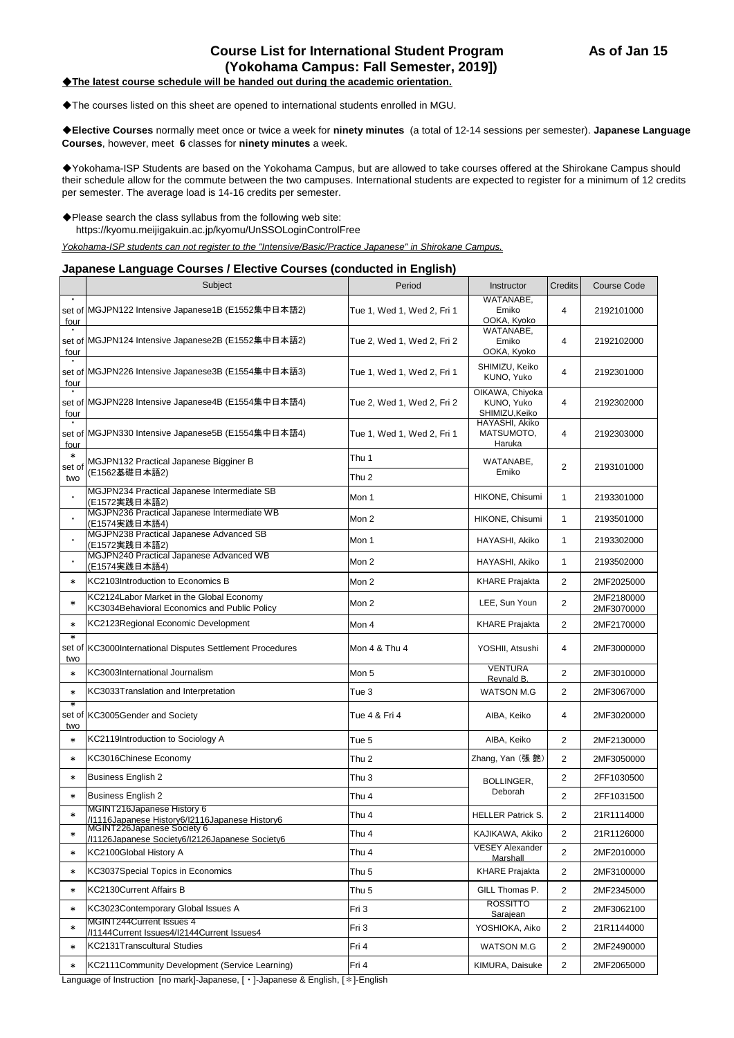# Course List for International Student Program (Yokohama Campus: Fall Semester, 2019])

**As of Jan 15**

◆**The latest course schedule will be handed out during the academic orientation.**

◆The courses listed on this sheet are opened to international students enrolled in MGU.

◆**Elective Courses** normally meet once or twice a week for **ninety minutes** (a total of 12-14 sessions per semester). **Japanese Language Courses**, however, meet **6** classes for **ninety minutes** a week.

◆Yokohama-ISP Students are based on the Yokohama Campus, but are allowed to take courses offered at the Shirokane Campus should their schedule allow for the commute between the two campuses. International students are expected to register for a minimum of 12 credits per semester. The average load is 14-16 credits per semester.

◆Please search the class syllabus from the following web site:
https://kyomu.meijigakuin.ac.jp/kyomu/UnSSOLoginControlFree

*Yokohama-ISP students can not register to the "Intensive/Basic/Practice Japanese" in Shirokane Campus.*

### Japanese Language Courses / Elective Courses (conducted in English)

| | Subject | Period | Instructor | Credits | Course Code |
|---|---|---|---|---|---|
| ・ set of four | MGJPN122 Intensive Japanese1B (E1552集中日本語2) | Tue 1, Wed 1, Wed 2, Fri 1 | WATANABE, Emiko OOKA, Kyoko | 4 | 2192101000 |
| ・ set of four | MGJPN124 Intensive Japanese2B (E1552集中日本語2) | Tue 2, Wed 1, Wed 2, Fri 2 | WATANABE, Emiko OOKA, Kyoko | 4 | 2192102000 |
| ・ set of four | MGJPN226 Intensive Japanese3B (E1554集中日本語3) | Tue 1, Wed 1, Wed 2, Fri 1 | SHIMIZU, Keiko KUNO, Yuko | 4 | 2192301000 |
| ・ set of four | MGJPN228 Intensive Japanese4B (E1554集中日本語4) | Tue 2, Wed 1, Wed 2, Fri 2 | OIKAWA, Chiyoka KUNO, Yuko SHIMIZU,Keiko | 4 | 2192302000 |
| ・ set of four | MGJPN330 Intensive Japanese5B (E1554集中日本語4) | Tue 1, Wed 1, Wed 2, Fri 1 | HAYASHI, Akiko MATSUMOTO, Haruka | 4 | 2192303000 |
| ＊ set of two | MGJPN132 Practical Japanese Bigginer B (E1562基礎日本語2) | Thu 1 / Thu 2 | WATANABE, Emiko | 2 | 2193101000 |
| ・ | MGJPN234 Practical Japanese Intermediate SB (E1572実践日本語2) | Mon 1 | HIKONE, Chisumi | 1 | 2193301000 |
| ・ | MGJPN236 Practical Japanese Intermediate WB (E1574実践日本語4) | Mon 2 | HIKONE, Chisumi | 1 | 2193501000 |
| ・ | MGJPN238 Practical Japanese Advanced SB (E1572実践日本語2) | Mon 1 | HAYASHI, Akiko | 1 | 2193302000 |
| ・ | MGJPN240 Practical Japanese Advanced WB (E1574実践日本語4) | Mon 2 | HAYASHI, Akiko | 1 | 2193502000 |
| ＊ | KC2103Introduction to Economics B | Mon 2 | KHARE Prajakta | 2 | 2MF2025000 |
| ＊ | KC2124Labor Market in the Global Economy KC3034Behavioral Economics and Public Policy | Mon 2 | LEE, Sun Youn | 2 | 2MF2180000 2MF3070000 |
| ＊ | KC2123Regional Economic Development | Mon 4 | KHARE Prajakta | 2 | 2MF2170000 |
| ＊ set of two | KC3000International Disputes Settlement Procedures | Mon 4 & Thu 4 | YOSHII, Atsushi | 4 | 2MF3000000 |
| ＊ | KC3003International Journalism | Mon 5 | VENTURA Reynald B. | 2 | 2MF3010000 |
| ＊ | KC3033Translation and Interpretation | Tue 3 | WATSON M.G | 2 | 2MF3067000 |
| ＊ set of two | KC3005Gender and Society | Tue 4 & Fri 4 | AIBA, Keiko | 4 | 2MF3020000 |
| ＊ | KC2119Introduction to Sociology A | Tue 5 | AIBA, Keiko | 2 | 2MF2130000 |
| ＊ | KC3016Chinese Economy | Thu 2 | Zhang, Yan（張 艶） | 2 | 2MF3050000 |
| ＊ | Business English 2 | Thu 3 | BOLLINGER, Deborah | 2 | 2FF1030500 |
| ＊ | Business English 2 | Thu 4 | BOLLINGER, Deborah | 2 | 2FF1031500 |
| ＊ | MGINT216Japanese History 6 /I1116Japanese History6/I2116Japanese History6 | Thu 4 | HELLER Patrick S. | 2 | 21R1114000 |
| ＊ | MGINT226Japanese Society 6 /I1126Japanese Society6/I2126Japanese Society6 | Thu 4 | KAJIKAWA, Akiko | 2 | 21R1126000 |
| ＊ | KC2100Global History A | Thu 4 | VESEY Alexander Marshall | 2 | 2MF2010000 |
| ＊ | KC3037Special Topics in Economics | Thu 5 | KHARE Prajakta | 2 | 2MF3100000 |
| ＊ | KC2130Current Affairs B | Thu 5 | GILL Thomas P. | 2 | 2MF2345000 |
| ＊ | KC3023Contemporary Global Issues A | Fri 3 | ROSSITTO Sarajean | 2 | 2MF3062100 |
| ＊ | MGINT244Current Issues 4 /I1144Current Issues4/I2144Current Issues4 | Fri 3 | YOSHIOKA, Aiko | 2 | 21R1144000 |
| ＊ | KC2131Transcultural Studies | Fri 4 | WATSON M.G | 2 | 2MF2490000 |
| ＊ | KC2111Community Development (Service Learning) | Fri 4 | KIMURA, Daisuke | 2 | 2MF2065000 |

Language of Instruction [no mark]-Japanese, [・]-Japanese & English, [＊]-English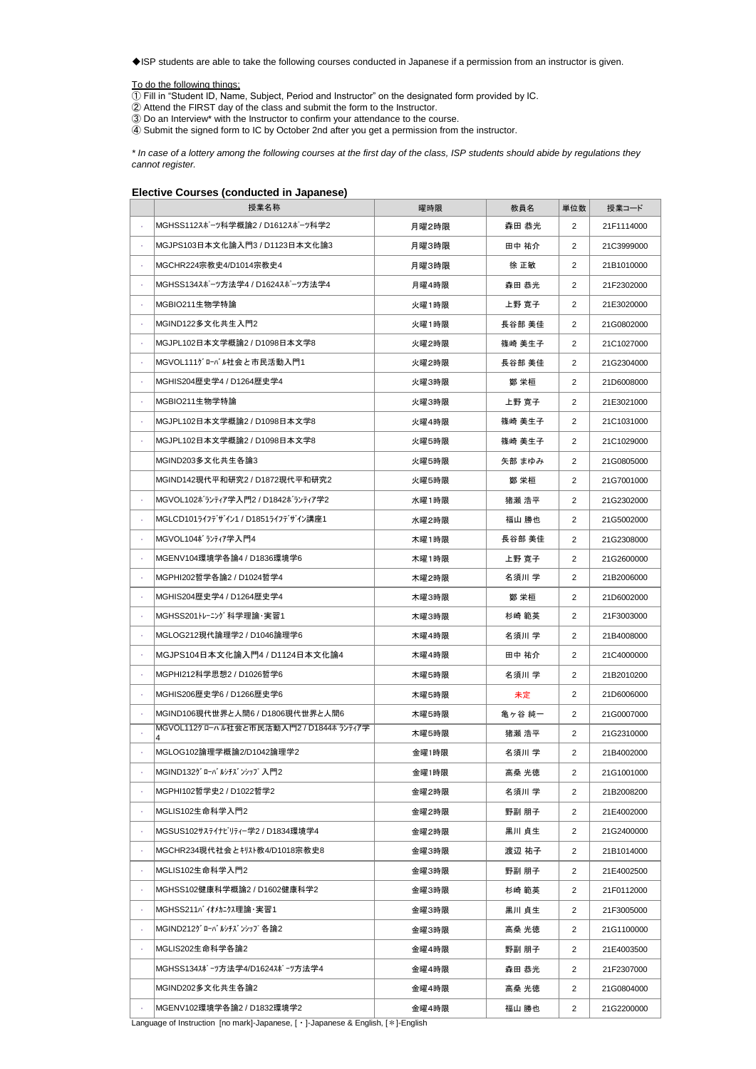◆ISP students are able to take the following courses conducted in Japanese if a permission from an instructor is given.

To do the following things;

① Fill in "Student ID, Name, Subject, Period and Instructor" on the designated form provided by IC.
② Attend the FIRST day of the class and submit the form to the Instructor.
③ Do an Interview* with the Instructor to confirm your attendance to the course.
④ Submit the signed form to IC by October 2nd after you get a permission from the instructor.

*\* In case of a lottery among the following courses at the first day of the class, ISP students should abide by regulations they cannot register.*

**Elective Courses (conducted in Japanese)**

| | 授業名称 | 曜時限 | 教員名 | 単位数 | 授業コード |
|---|---|---|---|---|---|
| ・ | MGHSS112ｽﾎﾟｰﾂ科学概論2 / D1612ｽﾎﾟｰﾂ科学2 | 月曜2時限 | 森田 恭光 | 2 | 21F1114000 |
| ・ | MGJPS103日本文化論入門3 / D1123日本文化論3 | 月曜3時限 | 田中 祐介 | 2 | 21C3999000 |
| ・ | MGCHR224宗教史4/D1014宗教史4 | 月曜3時限 | 徐 正敏 | 2 | 21B1010000 |
| ・ | MGHSS134ｽﾎﾟｰﾂ方法学4 / D1624ｽﾎﾟｰﾂ方法学4 | 月曜4時限 | 森田 恭光 | 2 | 21F2302000 |
| ・ | MGBIO211生物学特論 | 火曜1時限 | 上野 寛子 | 2 | 21E3020000 |
| ・ | MGIND122多文化共生入門2 | 火曜1時限 | 長谷部 美佳 | 2 | 21G0802000 |
| ・ | MGJPL102日本文学概論2 / D1098日本文学8 | 火曜2時限 | 篠崎 美生子 | 2 | 21C1027000 |
| ・ | MGVOL111ｸﾞﾛｰﾊﾞﾙ社会と市民活動入門1 | 火曜2時限 | 長谷部 美佳 | 2 | 21G2304000 |
| ・ | MGHIS204歴史学4 / D1264歴史学4 | 火曜3時限 | 鄭 栄桓 | 2 | 21D6008000 |
| ・ | MGBIO211生物学特論 | 火曜3時限 | 上野 寛子 | 2 | 21E3021000 |
| ・ | MGJPL102日本文学概論2 / D1098日本文学8 | 火曜4時限 | 篠崎 美生子 | 2 | 21C1031000 |
| ・ | MGJPL102日本文学概論2 / D1098日本文学8 | 火曜5時限 | 篠崎 美生子 | 2 | 21C1029000 |
| | MGIND203多文化共生各論3 | 火曜5時限 | 矢部 まゆみ | 2 | 21G0805000 |
| | MGIND142現代平和研究2 / D1872現代平和研究2 | 火曜5時限 | 鄭 栄桓 | 2 | 21G7001000 |
| ・ | MGVOL102ﾎﾞﾗﾝﾃｨｱ学入門2 / D1842ﾎﾞﾗﾝﾃｨｱ学2 | 水曜1時限 | 猪瀬 浩平 | 2 | 21G2302000 |
| ・ | MGLCD101ﾗｲﾌﾃﾞｻﾞｲﾝ1 / D1851ﾗｲﾌﾃﾞｻﾞｲﾝ講座1 | 水曜2時限 | 福山 勝也 | 2 | 21G5002000 |
| ・ | MGVOL104ﾎﾞﾗﾝﾃｨｱ学入門4 | 木曜1時限 | 長谷部 美佳 | 2 | 21G2308000 |
| ・ | MGENV104環境学各論4 / D1836環境学6 | 木曜1時限 | 上野 寛子 | 2 | 21G2600000 |
| ・ | MGPHI202哲学各論2 / D1024哲学4 | 木曜2時限 | 名須川 学 | 2 | 21B2006000 |
| ・ | MGHIS204歴史学4 / D1264歴史学4 | 木曜3時限 | 鄭 栄桓 | 2 | 21D6002000 |
| ・ | MGHSS201ﾄﾚｰﾆﾝｸﾞ科学理論・実習1 | 木曜3時限 | 杉崎 範英 | 2 | 21F3003000 |
| ・ | MGLOG212現代論理学2 / D1046論理学6 | 木曜4時限 | 名須川 学 | 2 | 21B4008000 |
| ・ | MGJPS104日本文化論入門4 / D1124日本文化論4 | 木曜4時限 | 田中 祐介 | 2 | 21C4000000 |
| ・ | MGPHI212科学思想2 / D1026哲学6 | 木曜5時限 | 名須川 学 | 2 | 21B2010200 |
| ・ | MGHIS206歴史学6 / D1266歴史学6 | 木曜5時限 | 未定 | 2 | 21D6006000 |
| ・ | MGIND106現代世界と人間6 / D1806現代世界と人間6 | 木曜5時限 | 亀ヶ谷 純一 | 2 | 21G0007000 |
| ・ | MGVOL112ｸﾞﾛｰﾊﾞﾙ社会と市民活動入門2 / D1844ﾎﾞﾗﾝﾃｨｱ学4 | 木曜5時限 | 猪瀬 浩平 | 2 | 21G2310000 |
| ・ | MGLOG102論理学概論2/D1042論理学2 | 金曜1時限 | 名須川 学 | 2 | 21B4002000 |
| ・ | MGIND132ｸﾞﾛｰﾊﾞﾙｼﾁｽﾞﾝｼｯﾌﾟ入門2 | 金曜1時限 | 高桑 光徳 | 2 | 21G1001000 |
| ・ | MGPHI102哲学史2 / D1022哲学2 | 金曜2時限 | 名須川 学 | 2 | 21B2008200 |
| ・ | MGLIS102生命科学入門2 | 金曜2時限 | 野副 朋子 | 2 | 21E4002000 |
| ・ | MGSUS102ｻｽﾃｲﾅﾋﾞﾘﾃｨｰ学2 / D1834環境学4 | 金曜2時限 | 黒川 貞生 | 2 | 21G2400000 |
| ・ | MGCHR234現代社会とｷﾘｽﾄ教4/D1018宗教史8 | 金曜3時限 | 渡辺 祐子 | 2 | 21B1014000 |
| ・ | MGLIS102生命科学入門2 | 金曜3時限 | 野副 朋子 | 2 | 21E4002500 |
| ・ | MGHSS102健康科学概論2 / D1602健康科学2 | 金曜3時限 | 杉崎 範英 | 2 | 21F0112000 |
| ・ | MGHSS211ﾊﾞｲｵﾒｶﾆｸｽ理論・実習1 | 金曜3時限 | 黒川 貞生 | 2 | 21F3005000 |
| ・ | MGIND212ｸﾞﾛｰﾊﾞﾙｼﾁｽﾞﾝｼｯﾌﾟ各論2 | 金曜3時限 | 高桑 光徳 | 2 | 21G1100000 |
| ・ | MGLIS202生命科学各論2 | 金曜4時限 | 野副 朋子 | 2 | 21E4003500 |
| | MGHSS134ｽﾎﾟｰﾂ方法学4/D1624ｽﾎﾟｰﾂ方法学4 | 金曜4時限 | 森田 恭光 | 2 | 21F2307000 |
| | MGIND202多文化共生各論2 | 金曜4時限 | 高桑 光徳 | 2 | 21G0804000 |
| ・ | MGENV102環境学各論2 / D1832環境学2 | 金曜4時限 | 福山 勝也 | 2 | 21G2200000 |

Language of Instruction [no mark]-Japanese, [・]-Japanese & English, [※]-English